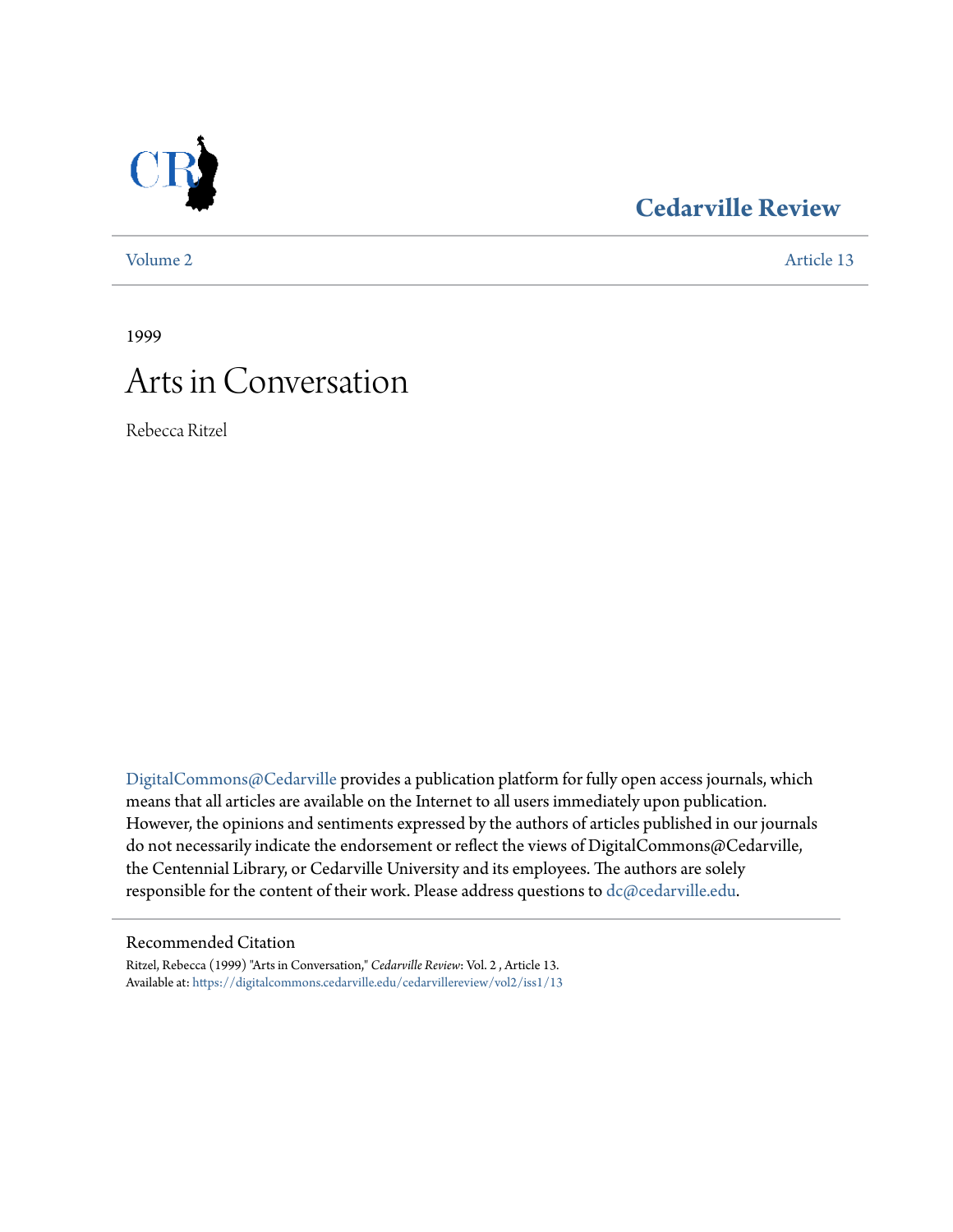# Cedarville Review

Volume 2 Article 13

1999

# Arts in Conversation

Rebecca Ritzel

DigitalCommons@Cedarville provides a publication platform for fully open access journals, which means that all articles are available on the Internet to all users immediately upon publication. However, the opinions and sentiments expressed by the authors of articles published in our journals do not necessarily indicate the endorsement or reflect the views of DigitalCommons@Cedarville, the Centennial Library, or Cedarville University and its employees. The authors are solely responsible for the content of their work. Please address questions to dc@cedarville.edu.

## Recommended Citation

Ritzel, Rebecca (1999) "Arts in Conversation," *Cedarville Review*: Vol. 2 , Article 13.
Available at: https://digitalcommons.cedarville.edu/cedarvillereview/vol2/iss1/13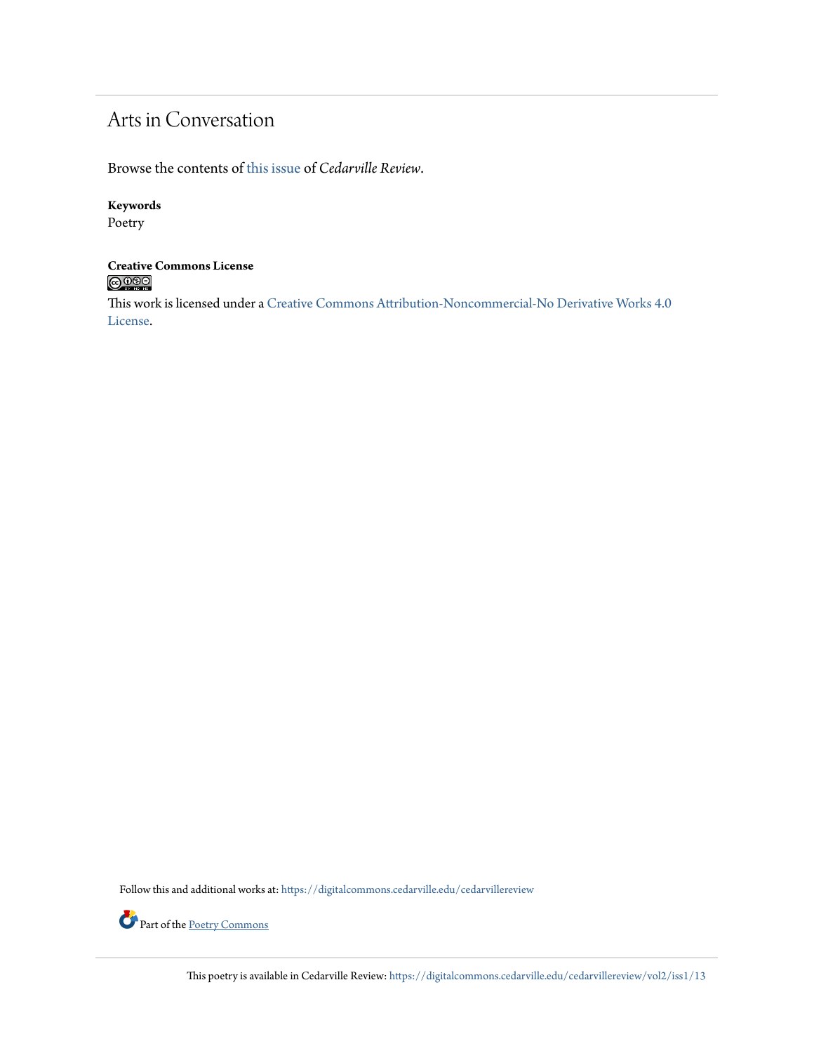# Arts in Conversation

Browse the contents of this issue of *Cedarville Review*.

**Keywords**

Poetry

**Creative Commons License**

This work is licensed under a Creative Commons Attribution-Noncommercial-No Derivative Works 4.0 License.

Follow this and additional works at: https://digitalcommons.cedarville.edu/cedarvillereview

Part of the Poetry Commons

This poetry is available in Cedarville Review: https://digitalcommons.cedarville.edu/cedarvillereview/vol2/iss1/13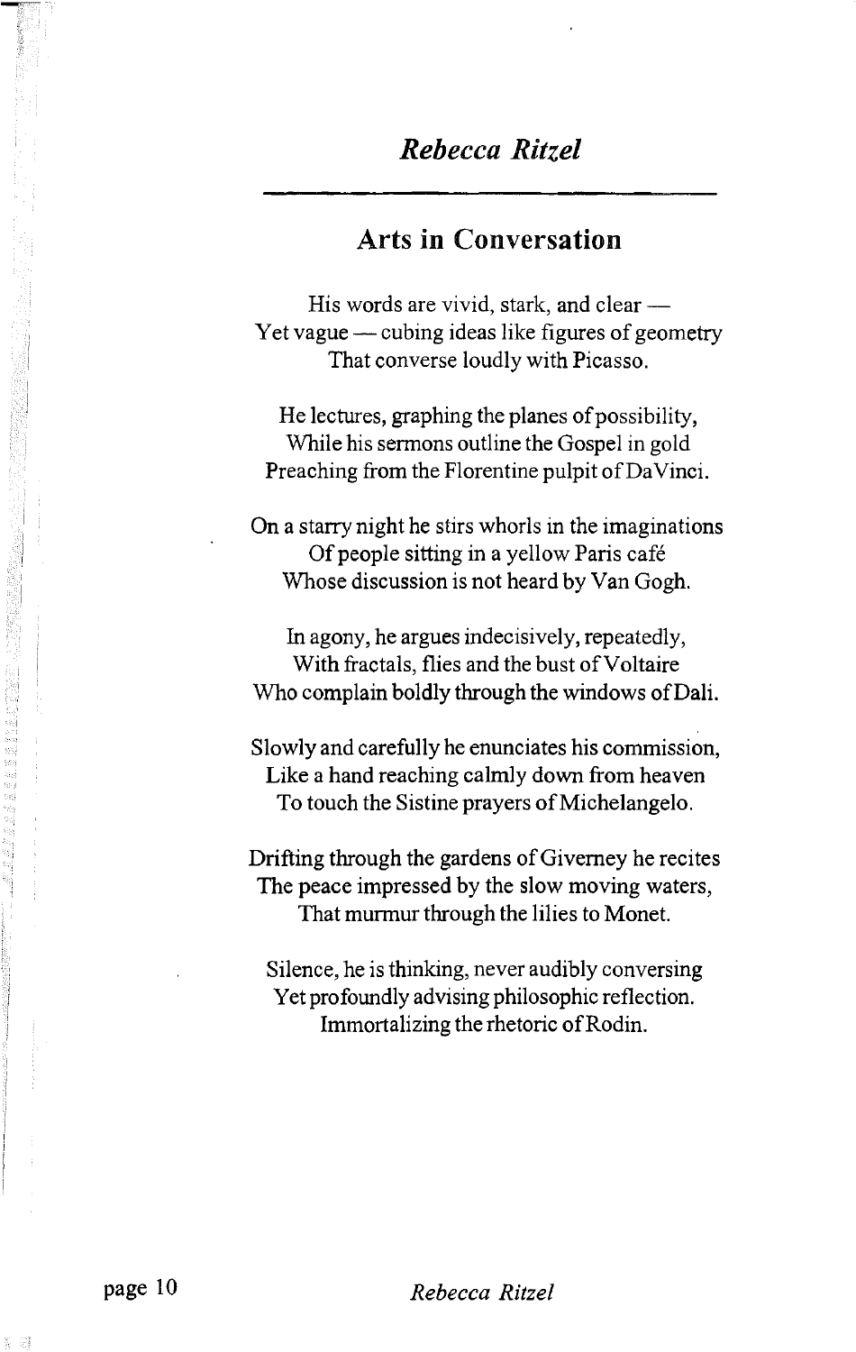*Rebecca Ritzel*

## Arts in Conversation

His words are vivid, stark, and clear —
Yet vague — cubing ideas like figures of geometry
That converse loudly with Picasso.

He lectures, graphing the planes of possibility,
While his sermons outline the Gospel in gold
Preaching from the Florentine pulpit of DaVinci.

On a starry night he stirs whorls in the imaginations
Of people sitting in a yellow Paris café
Whose discussion is not heard by Van Gogh.

In agony, he argues indecisively, repeatedly,
With fractals, flies and the bust of Voltaire
Who complain boldly through the windows of Dali.

Slowly and carefully he enunciates his commission,
Like a hand reaching calmly down from heaven
To touch the Sistine prayers of Michelangelo.

Drifting through the gardens of Giverney he recites
The peace impressed by the slow moving waters,
That murmur through the lilies to Monet.

Silence, he is thinking, never audibly conversing
Yet profoundly advising philosophic reflection.
Immortalizing the rhetoric of Rodin.